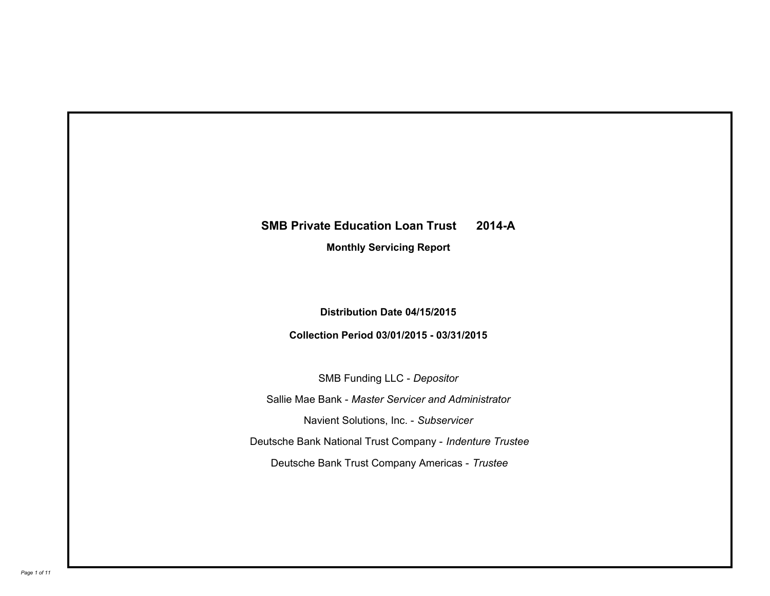# SMB Private Education Loan Trust 2014-A

**Monthly Servicing Report**

**Distribution Date 04/15/2015**

**Collection Period 03/01/2015 - 03/31/2015**

SMB Funding LLC - *Depositor*

Sallie Mae Bank - *Master Servicer and Administrator*

Navient Solutions, Inc. - *Subservicer*

Deutsche Bank National Trust Company - *Indenture Trustee*

Deutsche Bank Trust Company Americas - *Trustee*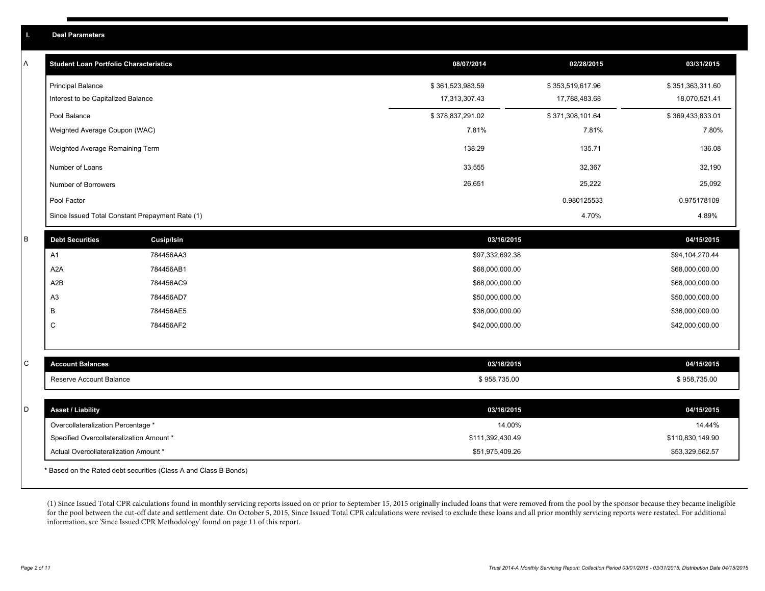## I. Deal Parameters

### A

| Student Loan Portfolio Characteristics | 08/07/2014 | 02/28/2015 | 03/31/2015 |
|---|---|---|---|
| Principal Balance | $ 361,523,983.59 | $ 353,519,617.96 | $ 351,363,311.60 |
| Interest to be Capitalized Balance | 17,313,307.43 | 17,788,483.68 | 18,070,521.41 |
| Pool Balance | $ 378,837,291.02 | $ 371,308,101.64 | $ 369,433,833.01 |
| Weighted Average Coupon (WAC) | 7.81% | 7.81% | 7.80% |
| Weighted Average Remaining Term | 138.29 | 135.71 | 136.08 |
| Number of Loans | 33,555 | 32,367 | 32,190 |
| Number of Borrowers | 26,651 | 25,222 | 25,092 |
| Pool Factor | | 0.980125533 | 0.975178109 |
| Since Issued Total Constant Prepayment Rate (1) | | 4.70% | 4.89% |

### B

| Debt Securities | Cusip/Isin | 03/16/2015 | 04/15/2015 |
|---|---|---|---|
| A1 | 784456AA3 | $97,332,692.38 | $94,104,270.44 |
| A2A | 784456AB1 | $68,000,000.00 | $68,000,000.00 |
| A2B | 784456AC9 | $68,000,000.00 | $68,000,000.00 |
| A3 | 784456AD7 | $50,000,000.00 | $50,000,000.00 |
| B | 784456AE5 | $36,000,000.00 | $36,000,000.00 |
| C | 784456AF2 | $42,000,000.00 | $42,000,000.00 |

### C

| Account Balances | 03/16/2015 | 04/15/2015 |
|---|---|---|
| Reserve Account Balance | $ 958,735.00 | $ 958,735.00 |

### D

| Asset / Liability | 03/16/2015 | 04/15/2015 |
|---|---|---|
| Overcollateralization Percentage * | 14.00% | 14.44% |
| Specified Overcollateralization Amount * | $111,392,430.49 | $110,830,149.90 |
| Actual Overcollateralization Amount * | $51,975,409.26 | $53,329,562.57 |

* Based on the Rated debt securities (Class A and Class B Bonds)

(1) Since Issued Total CPR calculations found in monthly servicing reports issued on or prior to September 15, 2015 originally included loans that were removed from the pool by the sponsor because they became ineligible for the pool between the cut-off date and settlement date. On October 5, 2015, Since Issued Total CPR calculations were revised to exclude these loans and all prior monthly servicing reports were restated. For additional information, see 'Since Issued CPR Methodology' found on page 11 of this report.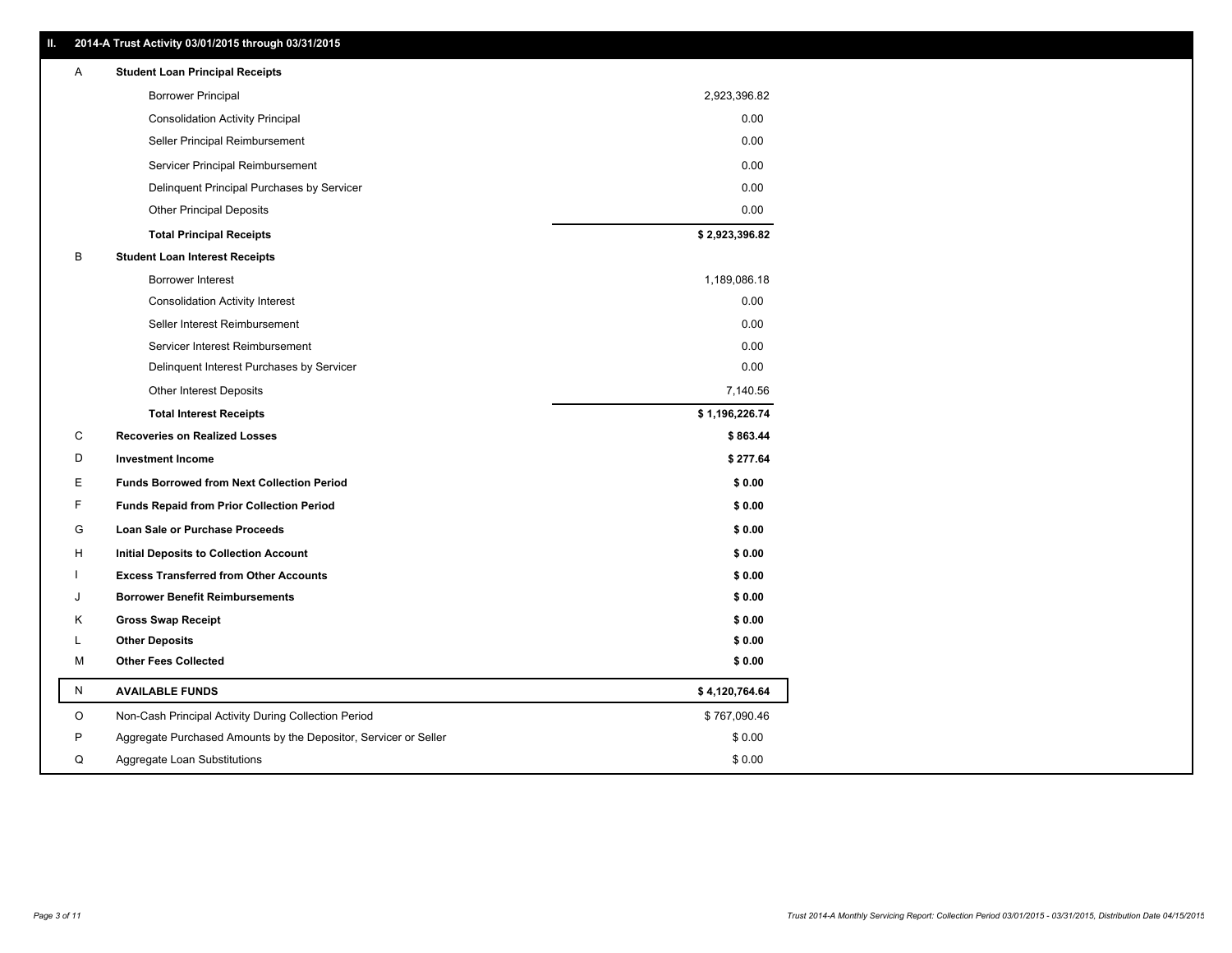## II. 2014-A Trust Activity 03/01/2015 through 03/31/2015

| | | |
|---|---|---|
| A | **Student Loan Principal Receipts** | |
| | Borrower Principal | 2,923,396.82 |
| | Consolidation Activity Principal | 0.00 |
| | Seller Principal Reimbursement | 0.00 |
| | Servicer Principal Reimbursement | 0.00 |
| | Delinquent Principal Purchases by Servicer | 0.00 |
| | Other Principal Deposits | 0.00 |
| | **Total Principal Receipts** | **$ 2,923,396.82** |
| B | **Student Loan Interest Receipts** | |
| | Borrower Interest | 1,189,086.18 |
| | Consolidation Activity Interest | 0.00 |
| | Seller Interest Reimbursement | 0.00 |
| | Servicer Interest Reimbursement | 0.00 |
| | Delinquent Interest Purchases by Servicer | 0.00 |
| | Other Interest Deposits | 7,140.56 |
| | **Total Interest Receipts** | **$ 1,196,226.74** |
| C | **Recoveries on Realized Losses** | **$ 863.44** |
| D | **Investment Income** | **$ 277.64** |
| E | **Funds Borrowed from Next Collection Period** | **$ 0.00** |
| F | **Funds Repaid from Prior Collection Period** | **$ 0.00** |
| G | **Loan Sale or Purchase Proceeds** | **$ 0.00** |
| H | **Initial Deposits to Collection Account** | **$ 0.00** |
| I | **Excess Transferred from Other Accounts** | **$ 0.00** |
| J | **Borrower Benefit Reimbursements** | **$ 0.00** |
| K | **Gross Swap Receipt** | **$ 0.00** |
| L | **Other Deposits** | **$ 0.00** |
| M | **Other Fees Collected** | **$ 0.00** |
| N | **AVAILABLE FUNDS** | **$ 4,120,764.64** |
| O | Non-Cash Principal Activity During Collection Period | $ 767,090.46 |
| P | Aggregate Purchased Amounts by the Depositor, Servicer or Seller | $ 0.00 |
| Q | Aggregate Loan Substitutions | $ 0.00 |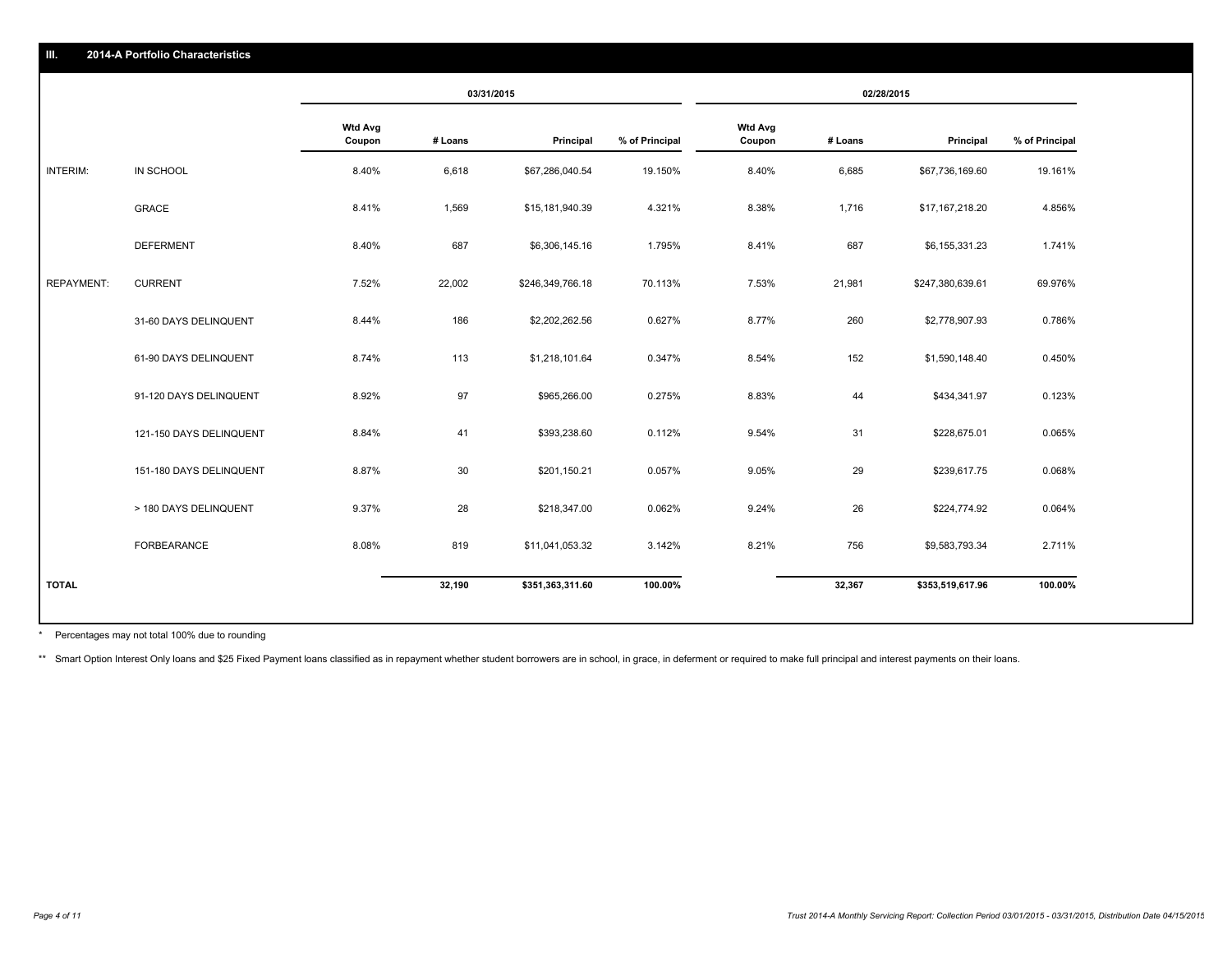## III. 2014-A Portfolio Characteristics

| | | 03/31/2015 | | | | 02/28/2015 | | | |
|---|---|---|---|---|---|---|---|---|---|
| | | Wtd Avg Coupon | # Loans | Principal | % of Principal | Wtd Avg Coupon | # Loans | Principal | % of Principal |
| INTERIM: | IN SCHOOL | 8.40% | 6,618 | $67,286,040.54 | 19.150% | 8.40% | 6,685 | $67,736,169.60 | 19.161% |
| | GRACE | 8.41% | 1,569 | $15,181,940.39 | 4.321% | 8.38% | 1,716 | $17,167,218.20 | 4.856% |
| | DEFERMENT | 8.40% | 687 | $6,306,145.16 | 1.795% | 8.41% | 687 | $6,155,331.23 | 1.741% |
| REPAYMENT: | CURRENT | 7.52% | 22,002 | $246,349,766.18 | 70.113% | 7.53% | 21,981 | $247,380,639.61 | 69.976% |
| | 31-60 DAYS DELINQUENT | 8.44% | 186 | $2,202,262.56 | 0.627% | 8.77% | 260 | $2,778,907.93 | 0.786% |
| | 61-90 DAYS DELINQUENT | 8.74% | 113 | $1,218,101.64 | 0.347% | 8.54% | 152 | $1,590,148.40 | 0.450% |
| | 91-120 DAYS DELINQUENT | 8.92% | 97 | $965,266.00 | 0.275% | 8.83% | 44 | $434,341.97 | 0.123% |
| | 121-150 DAYS DELINQUENT | 8.84% | 41 | $393,238.60 | 0.112% | 9.54% | 31 | $228,675.01 | 0.065% |
| | 151-180 DAYS DELINQUENT | 8.87% | 30 | $201,150.21 | 0.057% | 9.05% | 29 | $239,617.75 | 0.068% |
| | > 180 DAYS DELINQUENT | 9.37% | 28 | $218,347.00 | 0.062% | 9.24% | 26 | $224,774.92 | 0.064% |
| | FORBEARANCE | 8.08% | 819 | $11,041,053.32 | 3.142% | 8.21% | 756 | $9,583,793.34 | 2.711% |
| **TOTAL** | | | **32,190** | **$351,363,311.60** | **100.00%** | | **32,367** | **$353,519,617.96** | **100.00%** |

* Percentages may not total 100% due to rounding

** Smart Option Interest Only loans and $25 Fixed Payment loans classified as in repayment whether student borrowers are in school, in grace, in deferment or required to make full principal and interest payments on their loans.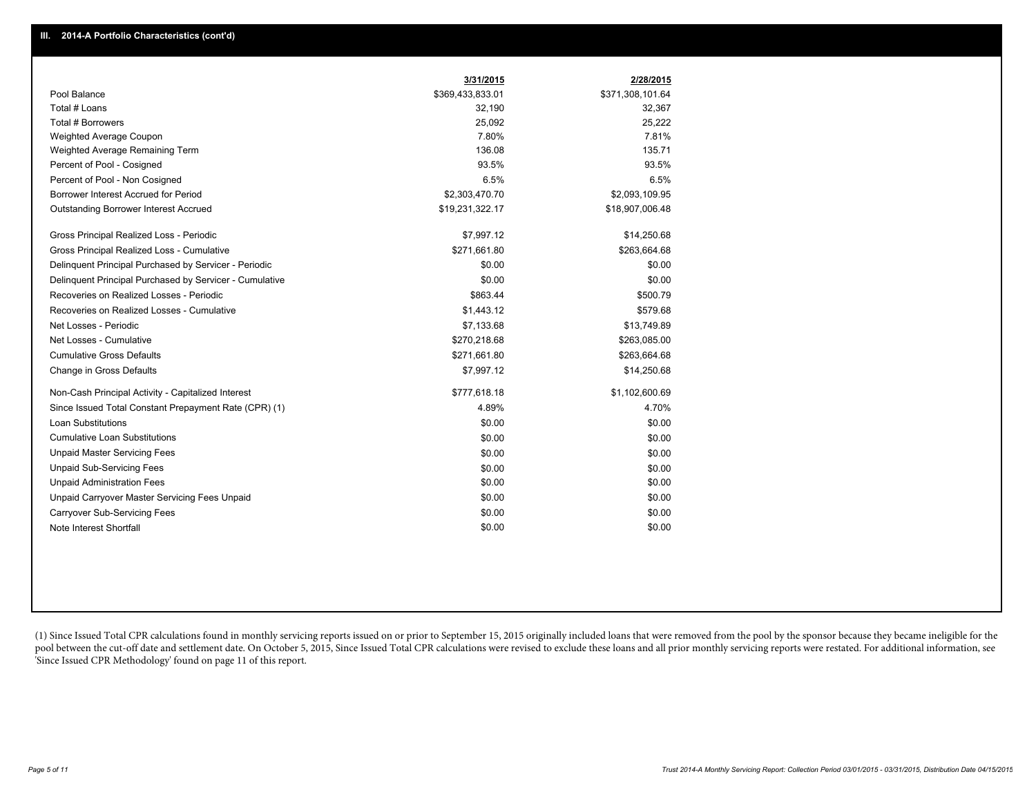## III. 2014-A Portfolio Characteristics (cont'd)

| | 3/31/2015 | 2/28/2015 |
|---|---|---|
| Pool Balance | $369,433,833.01 | $371,308,101.64 |
| Total # Loans | 32,190 | 32,367 |
| Total # Borrowers | 25,092 | 25,222 |
| Weighted Average Coupon | 7.80% | 7.81% |
| Weighted Average Remaining Term | 136.08 | 135.71 |
| Percent of Pool - Cosigned | 93.5% | 93.5% |
| Percent of Pool - Non Cosigned | 6.5% | 6.5% |
| Borrower Interest Accrued for Period | $2,303,470.70 | $2,093,109.95 |
| Outstanding Borrower Interest Accrued | $19,231,322.17 | $18,907,006.48 |
| Gross Principal Realized Loss - Periodic | $7,997.12 | $14,250.68 |
| Gross Principal Realized Loss - Cumulative | $271,661.80 | $263,664.68 |
| Delinquent Principal Purchased by Servicer - Periodic | $0.00 | $0.00 |
| Delinquent Principal Purchased by Servicer - Cumulative | $0.00 | $0.00 |
| Recoveries on Realized Losses - Periodic | $863.44 | $500.79 |
| Recoveries on Realized Losses - Cumulative | $1,443.12 | $579.68 |
| Net Losses - Periodic | $7,133.68 | $13,749.89 |
| Net Losses - Cumulative | $270,218.68 | $263,085.00 |
| Cumulative Gross Defaults | $271,661.80 | $263,664.68 |
| Change in Gross Defaults | $7,997.12 | $14,250.68 |
| Non-Cash Principal Activity - Capitalized Interest | $777,618.18 | $1,102,600.69 |
| Since Issued Total Constant Prepayment Rate (CPR) (1) | 4.89% | 4.70% |
| Loan Substitutions | $0.00 | $0.00 |
| Cumulative Loan Substitutions | $0.00 | $0.00 |
| Unpaid Master Servicing Fees | $0.00 | $0.00 |
| Unpaid Sub-Servicing Fees | $0.00 | $0.00 |
| Unpaid Administration Fees | $0.00 | $0.00 |
| Unpaid Carryover Master Servicing Fees Unpaid | $0.00 | $0.00 |
| Carryover Sub-Servicing Fees | $0.00 | $0.00 |
| Note Interest Shortfall | $0.00 | $0.00 |

(1) Since Issued Total CPR calculations found in monthly servicing reports issued on or prior to September 15, 2015 originally included loans that were removed from the pool by the sponsor because they became ineligible for the pool between the cut-off date and settlement date. On October 5, 2015, Since Issued Total CPR calculations were revised to exclude these loans and all prior monthly servicing reports were restated. For additional information, see 'Since Issued CPR Methodology' found on page 11 of this report.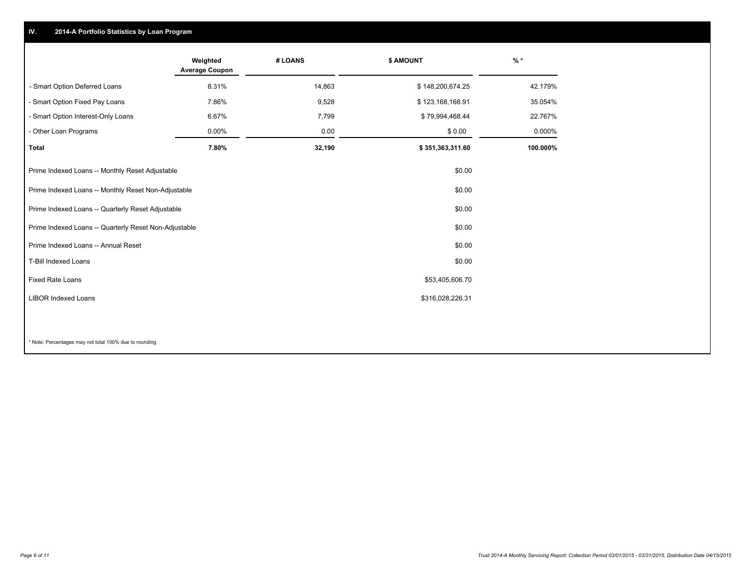## IV. 2014-A Portfolio Statistics by Loan Program

| | Weighted Average Coupon | # LOANS | $ AMOUNT | % * |
|---|---|---|---|---|
| - Smart Option Deferred Loans | 8.31% | 14,863 | $ 148,200,674.25 | 42.179% |
| - Smart Option Fixed Pay Loans | 7.86% | 9,528 | $ 123,168,168.91 | 35.054% |
| - Smart Option Interest-Only Loans | 6.67% | 7,799 | $ 79,994,468.44 | 22.767% |
| - Other Loan Programs | 0.00% | 0.00 | $ 0.00 | 0.000% |
| **Total** | **7.80%** | **32,190** | **$ 351,363,311.60** | **100.000%** |

| | |
|---|---|
| Prime Indexed Loans -- Monthly Reset Adjustable | $0.00 |
| Prime Indexed Loans -- Monthly Reset Non-Adjustable | $0.00 |
| Prime Indexed Loans -- Quarterly Reset Adjustable | $0.00 |
| Prime Indexed Loans -- Quarterly Reset Non-Adjustable | $0.00 |
| Prime Indexed Loans -- Annual Reset | $0.00 |
| T-Bill Indexed Loans | $0.00 |
| Fixed Rate Loans | $53,405,606.70 |
| LIBOR Indexed Loans | $316,028,226.31 |

* Note: Percentages may not total 100% due to rounding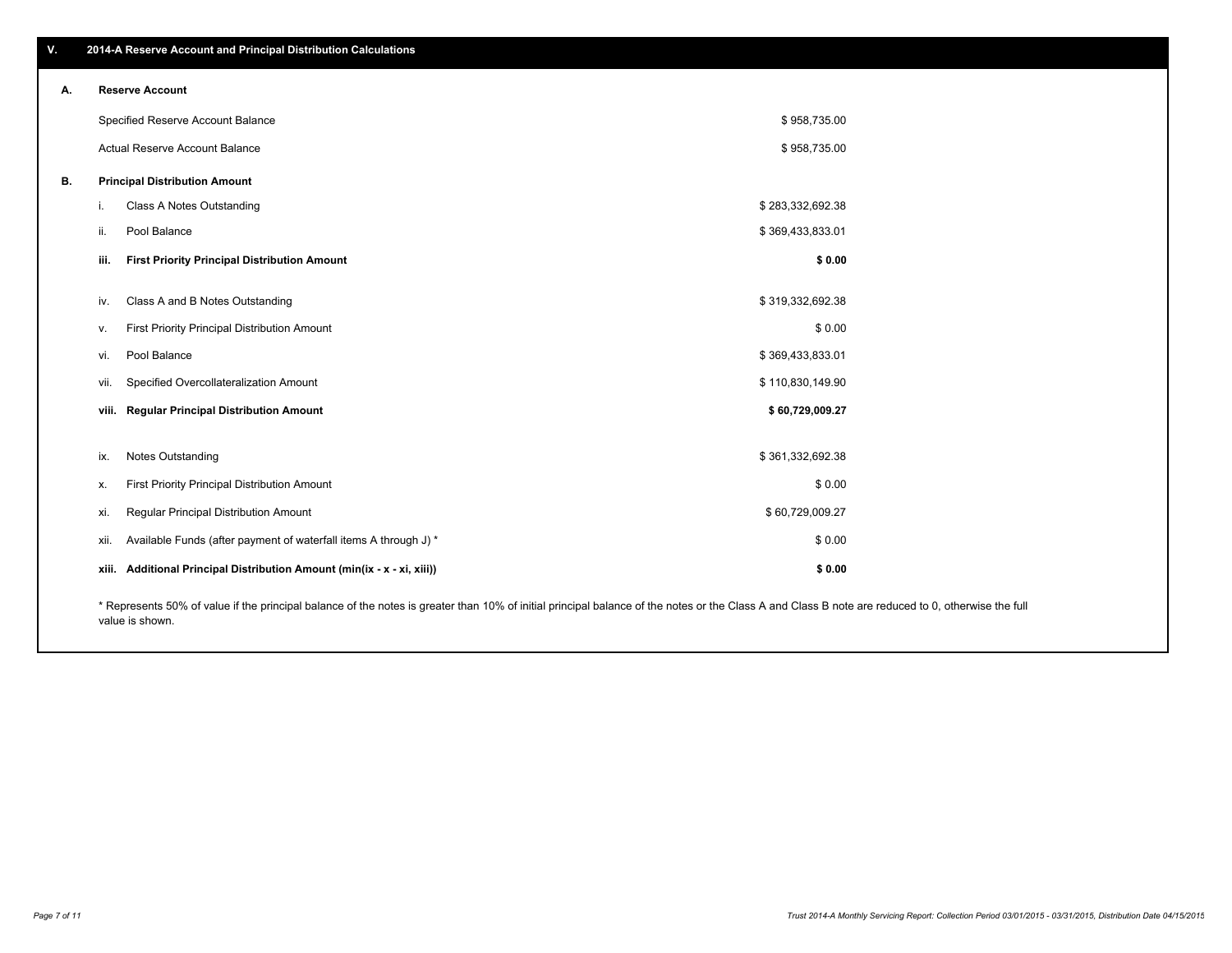## V. 2014-A Reserve Account and Principal Distribution Calculations

### A. Reserve Account

| | |
|---|---|
| Specified Reserve Account Balance | $ 958,735.00 |
| Actual Reserve Account Balance | $ 958,735.00 |

### B. Principal Distribution Amount

| | | |
|---|---|---|
| i. | Class A Notes Outstanding | $ 283,332,692.38 |
| ii. | Pool Balance | $ 369,433,833.01 |
| **iii.** | **First Priority Principal Distribution Amount** | **$ 0.00** |
| iv. | Class A and B Notes Outstanding | $ 319,332,692.38 |
| v. | First Priority Principal Distribution Amount | $ 0.00 |
| vi. | Pool Balance | $ 369,433,833.01 |
| vii. | Specified Overcollateralization Amount | $ 110,830,149.90 |
| **viii.** | **Regular Principal Distribution Amount** | **$ 60,729,009.27** |
| ix. | Notes Outstanding | $ 361,332,692.38 |
| x. | First Priority Principal Distribution Amount | $ 0.00 |
| xi. | Regular Principal Distribution Amount | $ 60,729,009.27 |
| xii. | Available Funds (after payment of waterfall items A through J) * | $ 0.00 |
| **xiii.** | **Additional Principal Distribution Amount (min(ix - x - xi, xiii))** | **$ 0.00** |

* Represents 50% of value if the principal balance of the notes is greater than 10% of initial principal balance of the notes or the Class A and Class B note are reduced to 0, otherwise the full value is shown.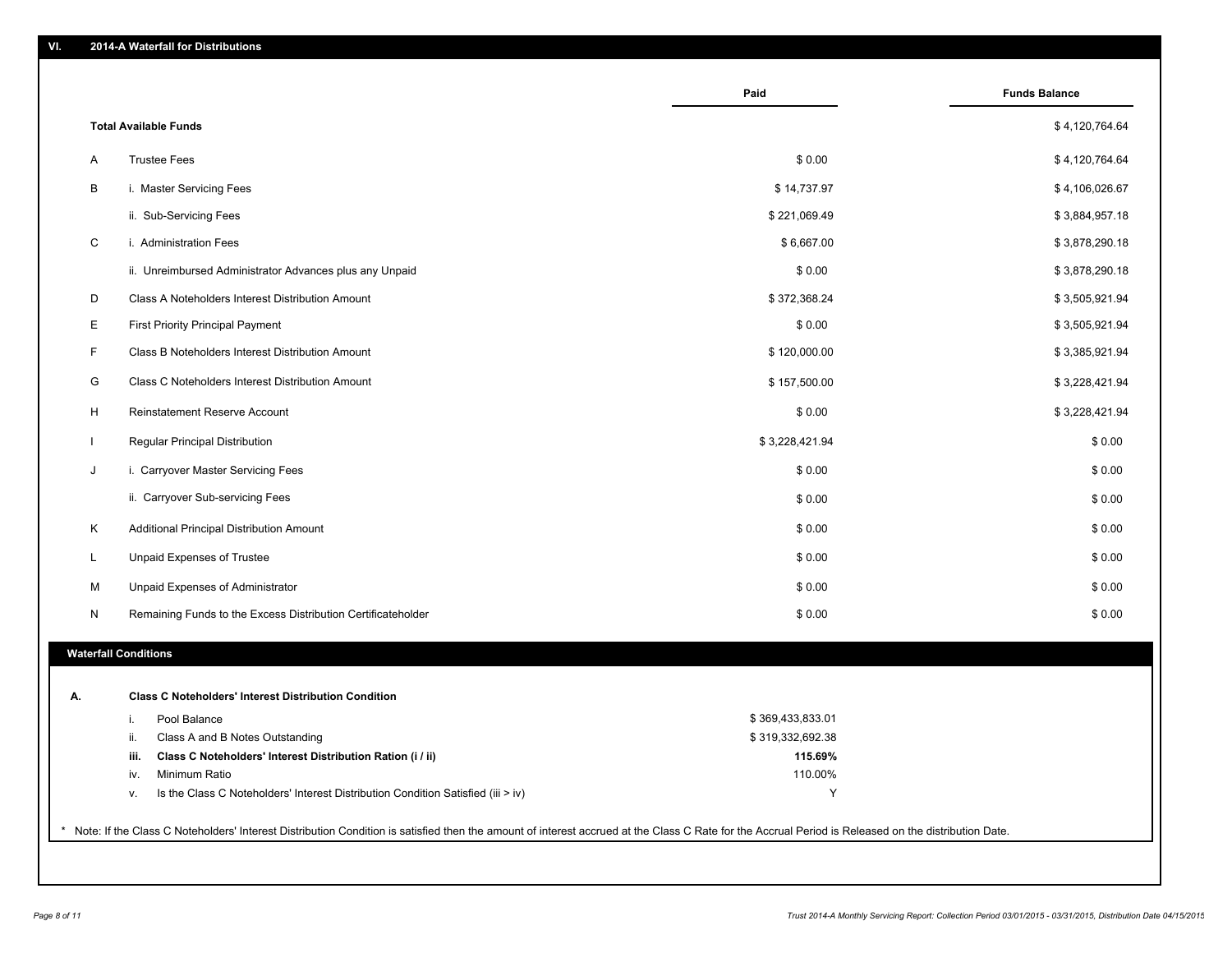## VI. 2014-A Waterfall for Distributions

| | | Paid | Funds Balance |
|---|---|---|---|
| **Total Available Funds** | | | $ 4,120,764.64 |
| A | Trustee Fees | $ 0.00 | $ 4,120,764.64 |
| B | i. Master Servicing Fees | $ 14,737.97 | $ 4,106,026.67 |
| | ii. Sub-Servicing Fees | $ 221,069.49 | $ 3,884,957.18 |
| C | i. Administration Fees | $ 6,667.00 | $ 3,878,290.18 |
| | ii. Unreimbursed Administrator Advances plus any Unpaid | $ 0.00 | $ 3,878,290.18 |
| D | Class A Noteholders Interest Distribution Amount | $ 372,368.24 | $ 3,505,921.94 |
| E | First Priority Principal Payment | $ 0.00 | $ 3,505,921.94 |
| F | Class B Noteholders Interest Distribution Amount | $ 120,000.00 | $ 3,385,921.94 |
| G | Class C Noteholders Interest Distribution Amount | $ 157,500.00 | $ 3,228,421.94 |
| H | Reinstatement Reserve Account | $ 0.00 | $ 3,228,421.94 |
| I | Regular Principal Distribution | $ 3,228,421.94 | $ 0.00 |
| J | i. Carryover Master Servicing Fees | $ 0.00 | $ 0.00 |
| | ii. Carryover Sub-servicing Fees | $ 0.00 | $ 0.00 |
| K | Additional Principal Distribution Amount | $ 0.00 | $ 0.00 |
| L | Unpaid Expenses of Trustee | $ 0.00 | $ 0.00 |
| M | Unpaid Expenses of Administrator | $ 0.00 | $ 0.00 |
| N | Remaining Funds to the Excess Distribution Certificateholder | $ 0.00 | $ 0.00 |

### Waterfall Conditions

**A. Class C Noteholders' Interest Distribution Condition**

| | | |
|---|---|---|
| i. | Pool Balance | $ 369,433,833.01 |
| ii. | Class A and B Notes Outstanding | $ 319,332,692.38 |
| **iii.** | **Class C Noteholders' Interest Distribution Ration (i / ii)** | **115.69%** |
| iv. | Minimum Ratio | 110.00% |
| v. | Is the Class C Noteholders' Interest Distribution Condition Satisfied (iii > iv) | Y |

* Note: If the Class C Noteholders' Interest Distribution Condition is satisfied then the amount of interest accrued at the Class C Rate for the Accrual Period is Released on the distribution Date.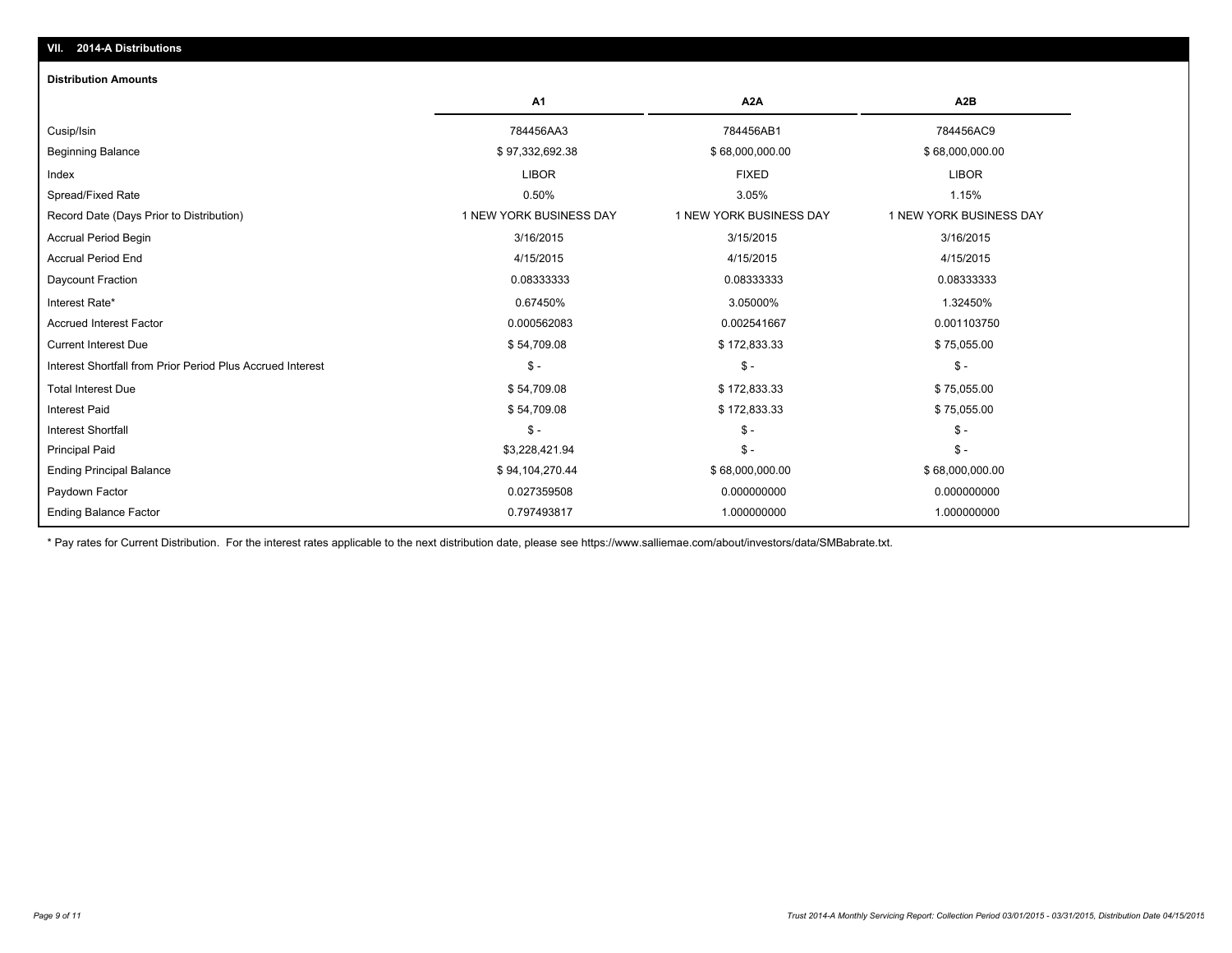## VII. 2014-A Distributions

### Distribution Amounts

| | A1 | A2A | A2B |
|---|---|---|---|
| Cusip/Isin | 784456AA3 | 784456AB1 | 784456AC9 |
| Beginning Balance | $ 97,332,692.38 | $ 68,000,000.00 | $ 68,000,000.00 |
| Index | LIBOR | FIXED | LIBOR |
| Spread/Fixed Rate | 0.50% | 3.05% | 1.15% |
| Record Date (Days Prior to Distribution) | 1 NEW YORK BUSINESS DAY | 1 NEW YORK BUSINESS DAY | 1 NEW YORK BUSINESS DAY |
| Accrual Period Begin | 3/16/2015 | 3/15/2015 | 3/16/2015 |
| Accrual Period End | 4/15/2015 | 4/15/2015 | 4/15/2015 |
| Daycount Fraction | 0.08333333 | 0.08333333 | 0.08333333 |
| Interest Rate* | 0.67450% | 3.05000% | 1.32450% |
| Accrued Interest Factor | 0.000562083 | 0.002541667 | 0.001103750 |
| Current Interest Due | $ 54,709.08 | $ 172,833.33 | $ 75,055.00 |
| Interest Shortfall from Prior Period Plus Accrued Interest | $ - | $ - | $ - |
| Total Interest Due | $ 54,709.08 | $ 172,833.33 | $ 75,055.00 |
| Interest Paid | $ 54,709.08 | $ 172,833.33 | $ 75,055.00 |
| Interest Shortfall | $ - | $ - | $ - |
| Principal Paid | $3,228,421.94 | $ - | $ - |
| Ending Principal Balance | $ 94,104,270.44 | $ 68,000,000.00 | $ 68,000,000.00 |
| Paydown Factor | 0.027359508 | 0.000000000 | 0.000000000 |
| Ending Balance Factor | 0.797493817 | 1.000000000 | 1.000000000 |

* Pay rates for Current Distribution. For the interest rates applicable to the next distribution date, please see https://www.salliemae.com/about/investors/data/SMBabrate.txt.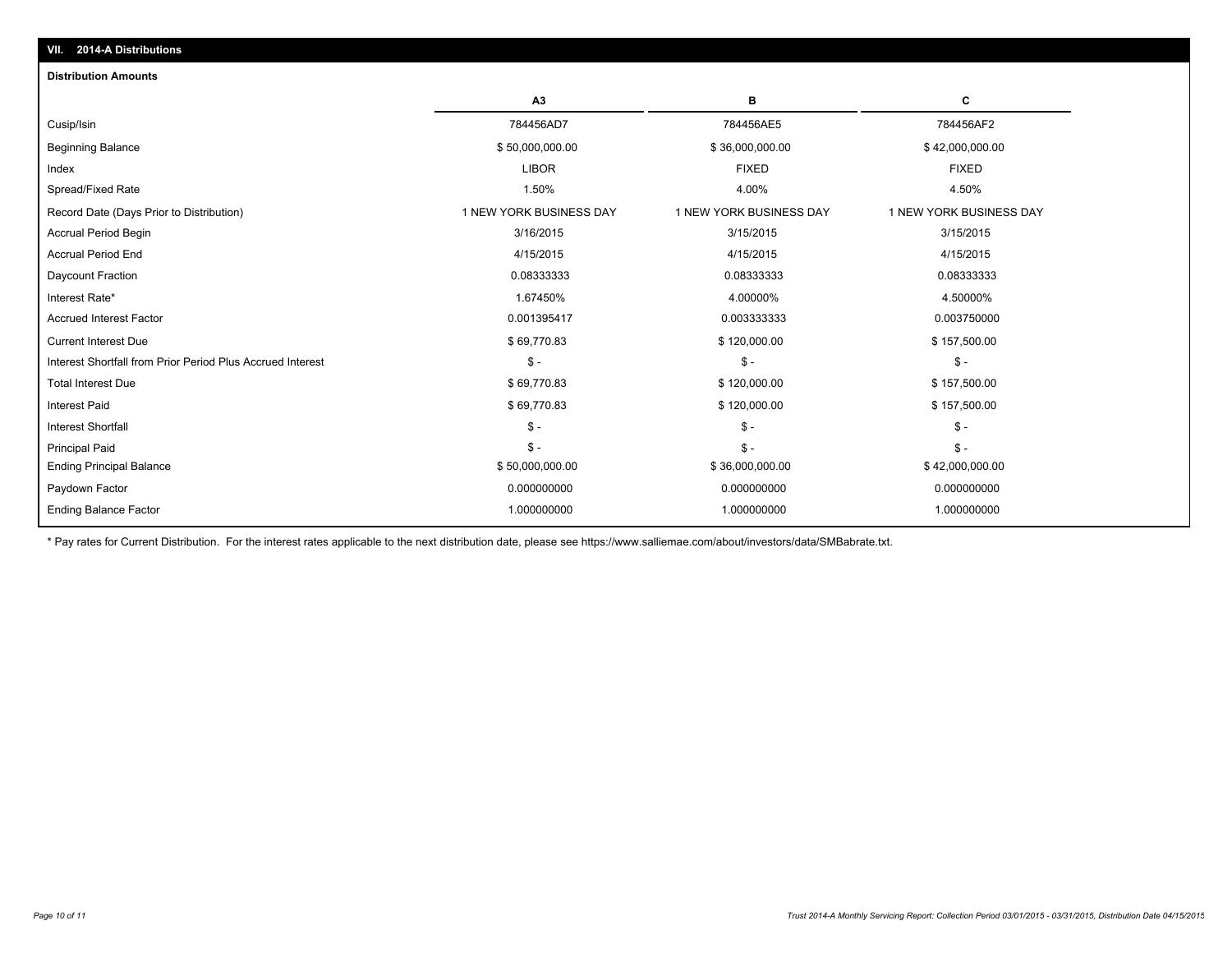## VII. 2014-A Distributions

### Distribution Amounts

| | A3 | B | C |
|---|---|---|---|
| Cusip/Isin | 784456AD7 | 784456AE5 | 784456AF2 |
| Beginning Balance | $ 50,000,000.00 | $ 36,000,000.00 | $ 42,000,000.00 |
| Index | LIBOR | FIXED | FIXED |
| Spread/Fixed Rate | 1.50% | 4.00% | 4.50% |
| Record Date (Days Prior to Distribution) | 1 NEW YORK BUSINESS DAY | 1 NEW YORK BUSINESS DAY | 1 NEW YORK BUSINESS DAY |
| Accrual Period Begin | 3/16/2015 | 3/15/2015 | 3/15/2015 |
| Accrual Period End | 4/15/2015 | 4/15/2015 | 4/15/2015 |
| Daycount Fraction | 0.08333333 | 0.08333333 | 0.08333333 |
| Interest Rate* | 1.67450% | 4.00000% | 4.50000% |
| Accrued Interest Factor | 0.001395417 | 0.003333333 | 0.003750000 |
| Current Interest Due | $ 69,770.83 | $ 120,000.00 | $ 157,500.00 |
| Interest Shortfall from Prior Period Plus Accrued Interest | $ - | $ - | $ - |
| Total Interest Due | $ 69,770.83 | $ 120,000.00 | $ 157,500.00 |
| Interest Paid | $ 69,770.83 | $ 120,000.00 | $ 157,500.00 |
| Interest Shortfall | $ - | $ - | $ - |
| Principal Paid | $ - | $ - | $ - |
| Ending Principal Balance | $ 50,000,000.00 | $ 36,000,000.00 | $ 42,000,000.00 |
| Paydown Factor | 0.000000000 | 0.000000000 | 0.000000000 |
| Ending Balance Factor | 1.000000000 | 1.000000000 | 1.000000000 |

* Pay rates for Current Distribution. For the interest rates applicable to the next distribution date, please see https://www.salliemae.com/about/investors/data/SMBabrate.txt.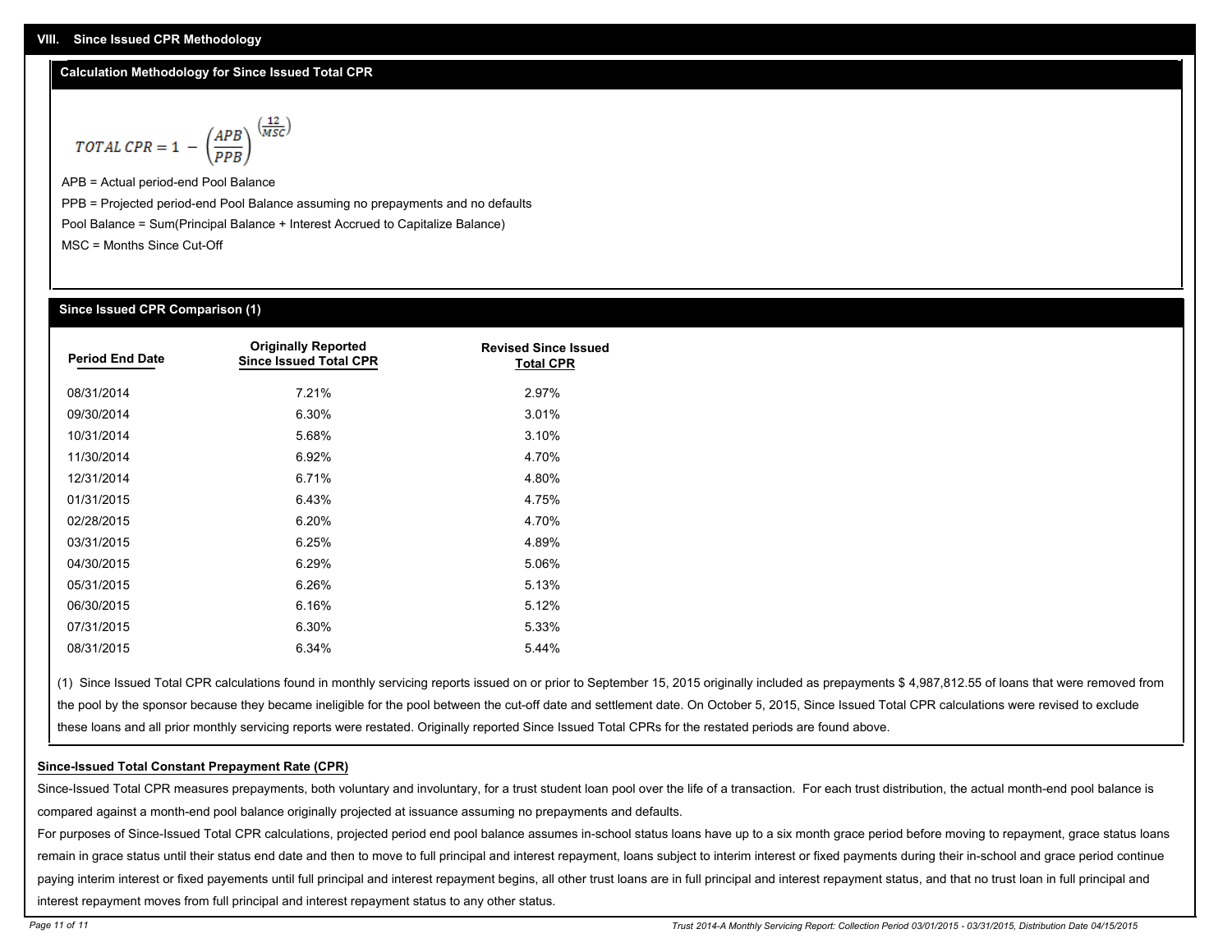## VIII. Since Issued CPR Methodology

### Calculation Methodology for Since Issued Total CPR

$$TOTAL\ CPR = 1 - \left(\frac{APB}{PPB}\right)^{\left(\frac{12}{MSC}\right)}$$

APB = Actual period-end Pool Balance

PPB = Projected period-end Pool Balance assuming no prepayments and no defaults

Pool Balance = Sum(Principal Balance + Interest Accrued to Capitalize Balance)

MSC = Months Since Cut-Off

### Since Issued CPR Comparison (1)

| Period End Date | Originally Reported Since Issued Total CPR | Revised Since Issued Total CPR |
|---|---|---|
| 08/31/2014 | 7.21% | 2.97% |
| 09/30/2014 | 6.30% | 3.01% |
| 10/31/2014 | 5.68% | 3.10% |
| 11/30/2014 | 6.92% | 4.70% |
| 12/31/2014 | 6.71% | 4.80% |
| 01/31/2015 | 6.43% | 4.75% |
| 02/28/2015 | 6.20% | 4.70% |
| 03/31/2015 | 6.25% | 4.89% |
| 04/30/2015 | 6.29% | 5.06% |
| 05/31/2015 | 6.26% | 5.13% |
| 06/30/2015 | 6.16% | 5.12% |
| 07/31/2015 | 6.30% | 5.33% |
| 08/31/2015 | 6.34% | 5.44% |

(1) Since Issued Total CPR calculations found in monthly servicing reports issued on or prior to September 15, 2015 originally included as prepayments $ 4,987,812.55 of loans that were removed from the pool by the sponsor because they became ineligible for the pool between the cut-off date and settlement date. On October 5, 2015, Since Issued Total CPR calculations were revised to exclude these loans and all prior monthly servicing reports were restated. Originally reported Since Issued Total CPRs for the restated periods are found above.

**Since-Issued Total Constant Prepayment Rate (CPR)**

Since-Issued Total CPR measures prepayments, both voluntary and involuntary, for a trust student loan pool over the life of a transaction. For each trust distribution, the actual month-end pool balance is compared against a month-end pool balance originally projected at issuance assuming no prepayments and defaults.

For purposes of Since-Issued Total CPR calculations, projected period end pool balance assumes in-school status loans have up to a six month grace period before moving to repayment, grace status loans remain in grace status until their status end date and then to move to full principal and interest repayment, loans subject to interim interest or fixed payments during their in-school and grace period continue paying interim interest or fixed payements until full principal and interest repayment begins, all other trust loans are in full principal and interest repayment status, and that no trust loan in full principal and interest repayment moves from full principal and interest repayment status to any other status.